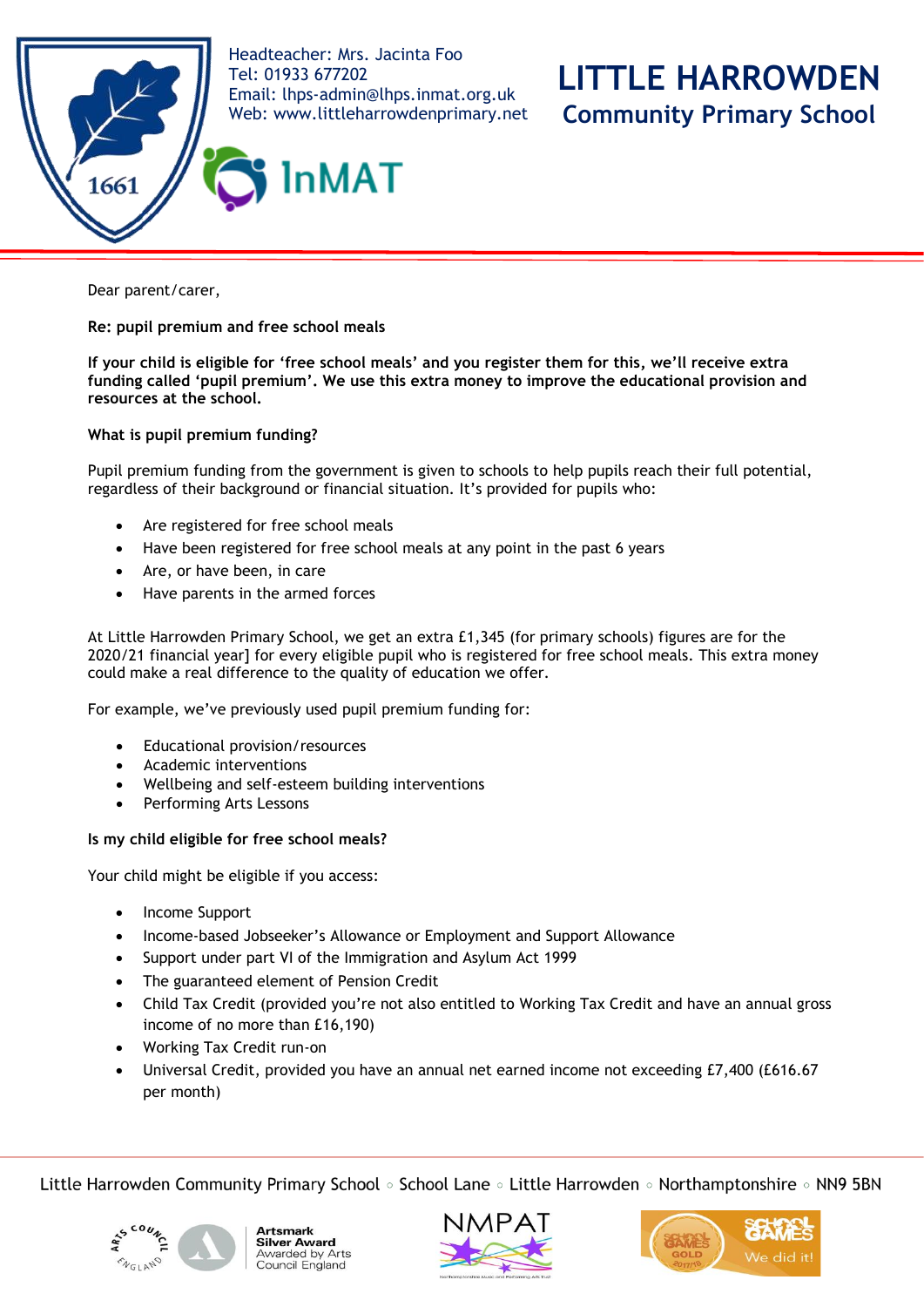Headteacher: Mrs. Jacinta Foo
Tel: 01933 677202
Email: lhps-admin@lhps.inmat.org.uk
Web: www.littleharrowdenprimary.net

# LITTLE HARROWDEN
## Community Primary School

Dear parent/carer,

**Re: pupil premium and free school meals**

**If your child is eligible for 'free school meals' and you register them for this, we'll receive extra funding called 'pupil premium'. We use this extra money to improve the educational provision and resources at the school.**

**What is pupil premium funding?**

Pupil premium funding from the government is given to schools to help pupils reach their full potential, regardless of their background or financial situation. It's provided for pupils who:

- Are registered for free school meals
- Have been registered for free school meals at any point in the past 6 years
- Are, or have been, in care
- Have parents in the armed forces

At Little Harrowden Primary School, we get an extra £1,345 (for primary schools) figures are for the 2020/21 financial year] for every eligible pupil who is registered for free school meals. This extra money could make a real difference to the quality of education we offer.

For example, we've previously used pupil premium funding for:

- Educational provision/resources
- Academic interventions
- Wellbeing and self-esteem building interventions
- Performing Arts Lessons

**Is my child eligible for free school meals?**

Your child might be eligible if you access:

- Income Support
- Income-based Jobseeker's Allowance or Employment and Support Allowance
- Support under part VI of the Immigration and Asylum Act 1999
- The guaranteed element of Pension Credit
- Child Tax Credit (provided you're not also entitled to Working Tax Credit and have an annual gross income of no more than £16,190)
- Working Tax Credit run-on
- Universal Credit, provided you have an annual net earned income not exceeding £7,400 (£616.67 per month)

Little Harrowden Community Primary School ◦ School Lane ◦ Little Harrowden ◦ Northamptonshire ◦ NN9 5BN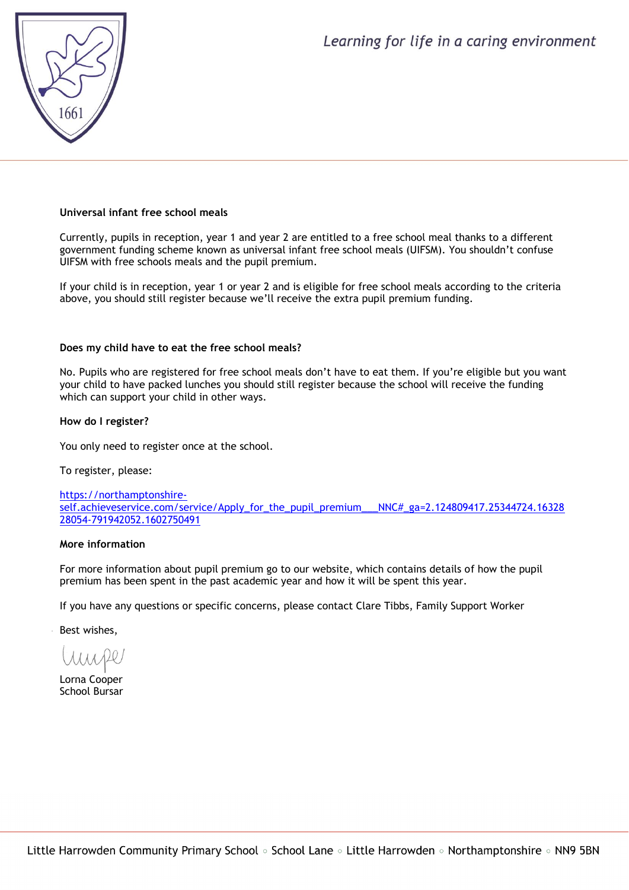**Universal infant free school meals**

Currently, pupils in reception, year 1 and year 2 are entitled to a free school meal thanks to a different government funding scheme known as universal infant free school meals (UIFSM). You shouldn't confuse UIFSM with free schools meals and the pupil premium.

If your child is in reception, year 1 or year 2 and is eligible for free school meals according to the criteria above, you should still register because we'll receive the extra pupil premium funding.

**Does my child have to eat the free school meals?**

No. Pupils who are registered for free school meals don't have to eat them. If you're eligible but you want your child to have packed lunches you should still register because the school will receive the funding which can support your child in other ways.

**How do I register?**

You only need to register once at the school.

To register, please:

https://northamptonshire-self.achieveservice.com/service/Apply_for_the_pupil_premium___NNC#_ga=2.124809417.25344724.1632828054-791942052.1602750491

**More information**

For more information about pupil premium go to our website, which contains details of how the pupil premium has been spent in the past academic year and how it will be spent this year.

If you have any questions or specific concerns, please contact Clare Tibbs, Family Support Worker

Best wishes,

Lorna Cooper
School Bursar